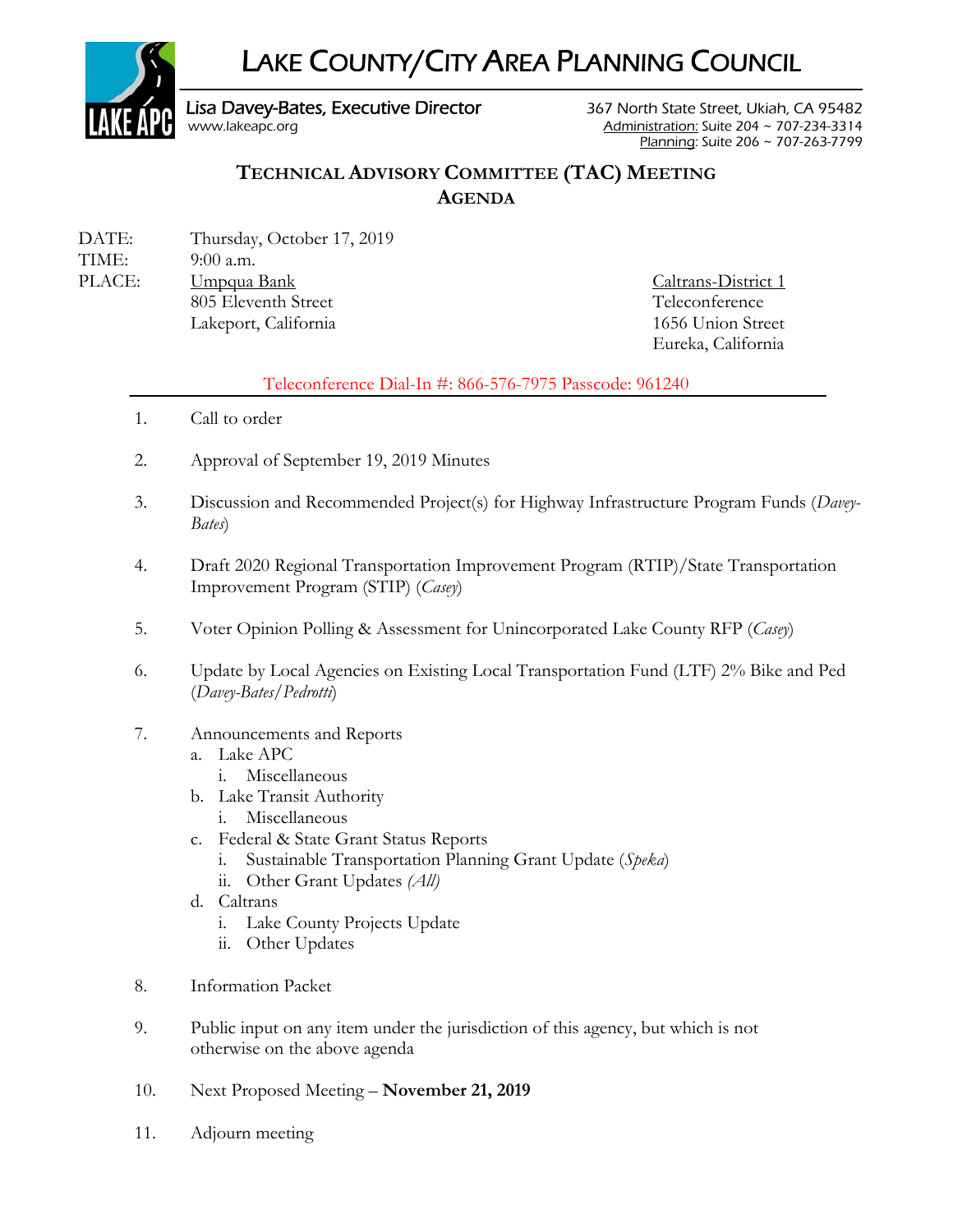# LAKE COUNTY/CITY AREA PLANNING COUNCIL

Lisa Davey-Bates, Executive Director
www.lakeapc.org

367 North State Street, Ukiah, CA 95482
Administration: Suite 204 ~ 707-234-3314
Planning: Suite 206 ~ 707-263-7799

## TECHNICAL ADVISORY COMMITTEE (TAC) MEETING
## AGENDA

DATE: Thursday, October 17, 2019
TIME: 9:00 a.m.
PLACE: Umpqua Bank
805 Eleventh Street
Lakeport, California

Caltrans-District 1
Teleconference
1656 Union Street
Eureka, California

Teleconference Dial-In #: 866-576-7975 Passcode: 961240

1. Call to order

2. Approval of September 19, 2019 Minutes

3. Discussion and Recommended Project(s) for Highway Infrastructure Program Funds (*Davey-Bates*)

4. Draft 2020 Regional Transportation Improvement Program (RTIP)/State Transportation Improvement Program (STIP) (*Casey*)

5. Voter Opinion Polling & Assessment for Unincorporated Lake County RFP (*Casey*)

6. Update by Local Agencies on Existing Local Transportation Fund (LTF) 2% Bike and Ped (*Davey-Bates/Pedrotti*)

7. Announcements and Reports
   a. Lake APC
      i. Miscellaneous
   b. Lake Transit Authority
      i. Miscellaneous
   c. Federal & State Grant Status Reports
      i. Sustainable Transportation Planning Grant Update (*Speka*)
      ii. Other Grant Updates *(All)*
   d. Caltrans
      i. Lake County Projects Update
      ii. Other Updates

8. Information Packet

9. Public input on any item under the jurisdiction of this agency, but which is not otherwise on the above agenda

10. Next Proposed Meeting – **November 21, 2019**

11. Adjourn meeting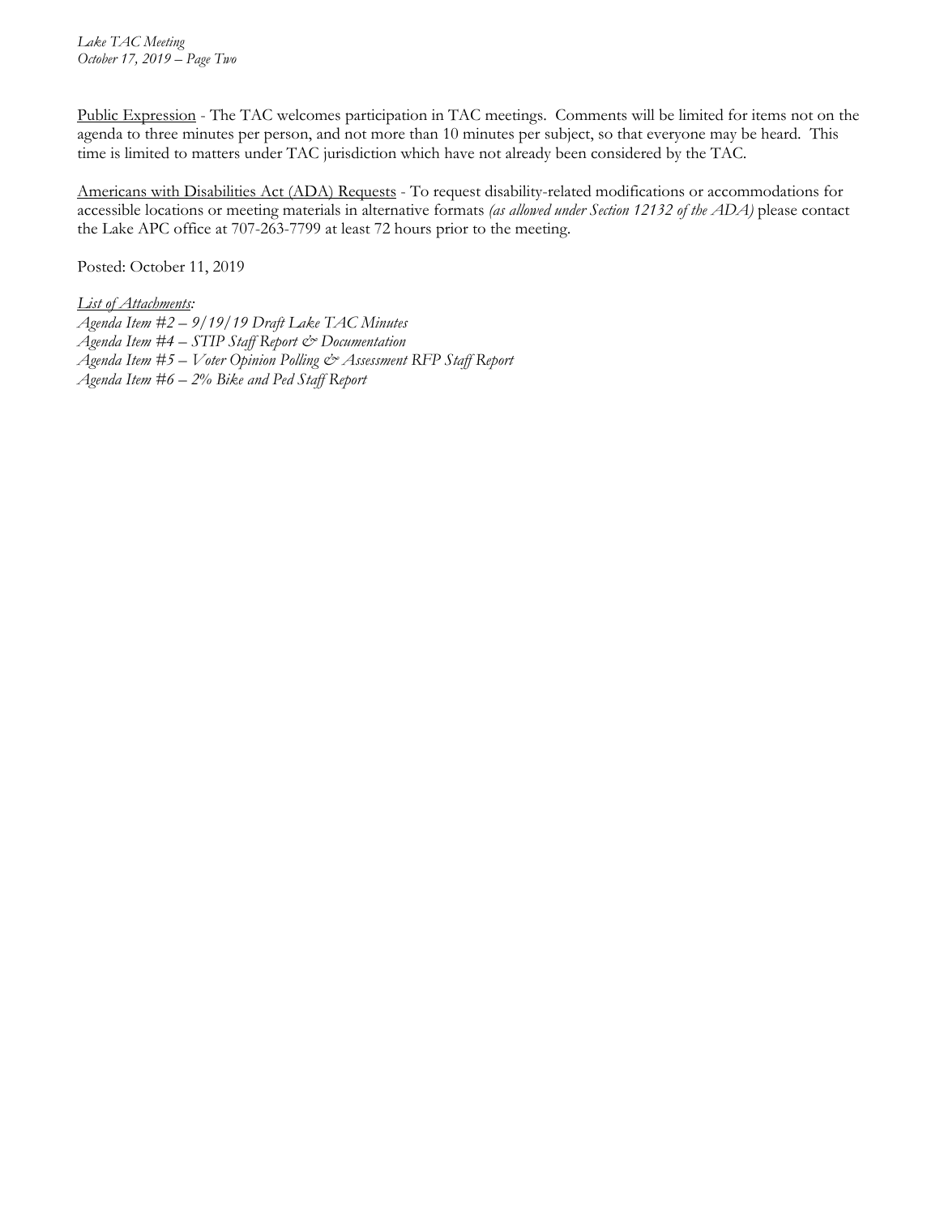Public Expression - The TAC welcomes participation in TAC meetings. Comments will be limited for items not on the agenda to three minutes per person, and not more than 10 minutes per subject, so that everyone may be heard. This time is limited to matters under TAC jurisdiction which have not already been considered by the TAC.

Americans with Disabilities Act (ADA) Requests - To request disability-related modifications or accommodations for accessible locations or meeting materials in alternative formats *(as allowed under Section 12132 of the ADA)* please contact the Lake APC office at 707-263-7799 at least 72 hours prior to the meeting.

Posted: October 11, 2019

*List of Attachments:*
*Agenda Item #2 – 9/19/19 Draft Lake TAC Minutes*
*Agenda Item #4 – STIP Staff Report & Documentation*
*Agenda Item #5 – Voter Opinion Polling & Assessment RFP Staff Report*
*Agenda Item #6 – 2% Bike and Ped Staff Report*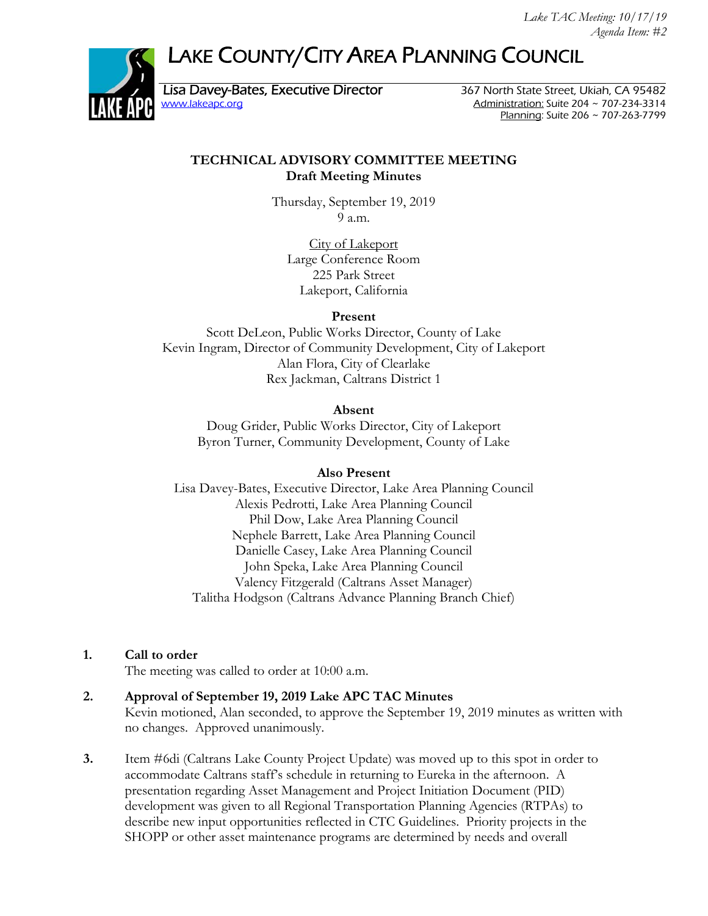Lake TAC Meeting: 10/17/19
Agenda Item: #2

# LAKE COUNTY/CITY AREA PLANNING COUNCIL

Lisa Davey-Bates, Executive Director
www.lakeapc.org

367 North State Street, Ukiah, CA 95482
Administration: Suite 204 ~ 707-234-3314
Planning: Suite 206 ~ 707-263-7799

**TECHNICAL ADVISORY COMMITTEE MEETING**
**Draft Meeting Minutes**

Thursday, September 19, 2019
9 a.m.

City of Lakeport
Large Conference Room
225 Park Street
Lakeport, California

**Present**

Scott DeLeon, Public Works Director, County of Lake
Kevin Ingram, Director of Community Development, City of Lakeport
Alan Flora, City of Clearlake
Rex Jackman, Caltrans District 1

**Absent**

Doug Grider, Public Works Director, City of Lakeport
Byron Turner, Community Development, County of Lake

**Also Present**

Lisa Davey-Bates, Executive Director, Lake Area Planning Council
Alexis Pedrotti, Lake Area Planning Council
Phil Dow, Lake Area Planning Council
Nephele Barrett, Lake Area Planning Council
Danielle Casey, Lake Area Planning Council
John Speka, Lake Area Planning Council
Valency Fitzgerald (Caltrans Asset Manager)
Talitha Hodgson (Caltrans Advance Planning Branch Chief)

1. **Call to order**
   The meeting was called to order at 10:00 a.m.

2. **Approval of September 19, 2019 Lake APC TAC Minutes**
   Kevin motioned, Alan seconded, to approve the September 19, 2019 minutes as written with no changes. Approved unanimously.

3. Item #6di (Caltrans Lake County Project Update) was moved up to this spot in order to accommodate Caltrans staff's schedule in returning to Eureka in the afternoon. A presentation regarding Asset Management and Project Initiation Document (PID) development was given to all Regional Transportation Planning Agencies (RTPAs) to describe new input opportunities reflected in CTC Guidelines. Priority projects in the SHOPP or other asset maintenance programs are determined by needs and overall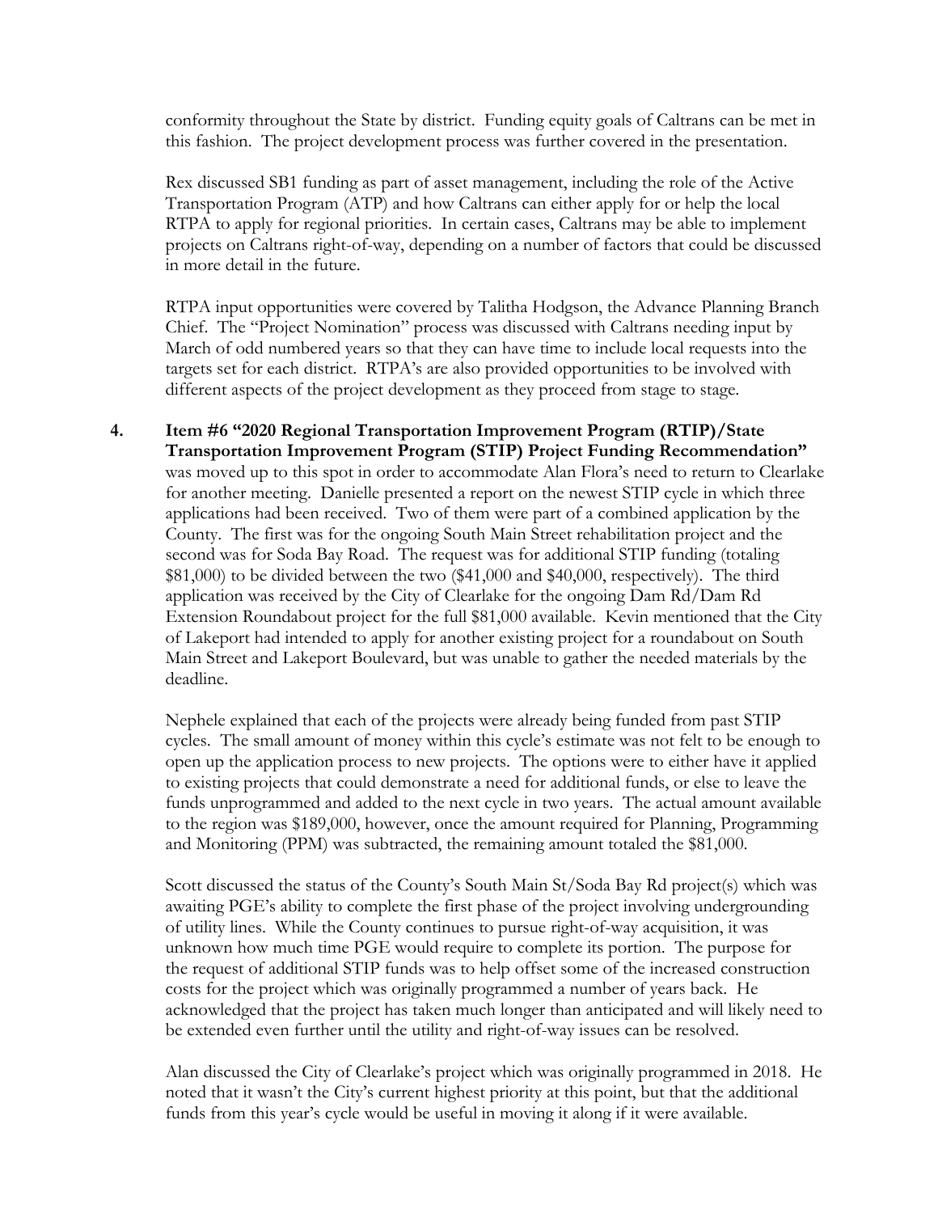conformity throughout the State by district. Funding equity goals of Caltrans can be met in this fashion. The project development process was further covered in the presentation.

Rex discussed SB1 funding as part of asset management, including the role of the Active Transportation Program (ATP) and how Caltrans can either apply for or help the local RTPA to apply for regional priorities. In certain cases, Caltrans may be able to implement projects on Caltrans right-of-way, depending on a number of factors that could be discussed in more detail in the future.

RTPA input opportunities were covered by Talitha Hodgson, the Advance Planning Branch Chief. The "Project Nomination" process was discussed with Caltrans needing input by March of odd numbered years so that they can have time to include local requests into the targets set for each district. RTPA's are also provided opportunities to be involved with different aspects of the project development as they proceed from stage to stage.

4. **Item #6 "2020 Regional Transportation Improvement Program (RTIP)/State Transportation Improvement Program (STIP) Project Funding Recommendation"** was moved up to this spot in order to accommodate Alan Flora's need to return to Clearlake for another meeting. Danielle presented a report on the newest STIP cycle in which three applications had been received. Two of them were part of a combined application by the County. The first was for the ongoing South Main Street rehabilitation project and the second was for Soda Bay Road. The request was for additional STIP funding (totaling $81,000) to be divided between the two ($41,000 and $40,000, respectively). The third application was received by the City of Clearlake for the ongoing Dam Rd/Dam Rd Extension Roundabout project for the full $81,000 available. Kevin mentioned that the City of Lakeport had intended to apply for another existing project for a roundabout on South Main Street and Lakeport Boulevard, but was unable to gather the needed materials by the deadline.

   Nephele explained that each of the projects were already being funded from past STIP cycles. The small amount of money within this cycle's estimate was not felt to be enough to open up the application process to new projects. The options were to either have it applied to existing projects that could demonstrate a need for additional funds, or else to leave the funds unprogrammed and added to the next cycle in two years. The actual amount available to the region was $189,000, however, once the amount required for Planning, Programming and Monitoring (PPM) was subtracted, the remaining amount totaled the $81,000.

   Scott discussed the status of the County's South Main St/Soda Bay Rd project(s) which was awaiting PGE's ability to complete the first phase of the project involving undergrounding of utility lines. While the County continues to pursue right-of-way acquisition, it was unknown how much time PGE would require to complete its portion. The purpose for the request of additional STIP funds was to help offset some of the increased construction costs for the project which was originally programmed a number of years back. He acknowledged that the project has taken much longer than anticipated and will likely need to be extended even further until the utility and right-of-way issues can be resolved.

   Alan discussed the City of Clearlake's project which was originally programmed in 2018. He noted that it wasn't the City's current highest priority at this point, but that the additional funds from this year's cycle would be useful in moving it along if it were available.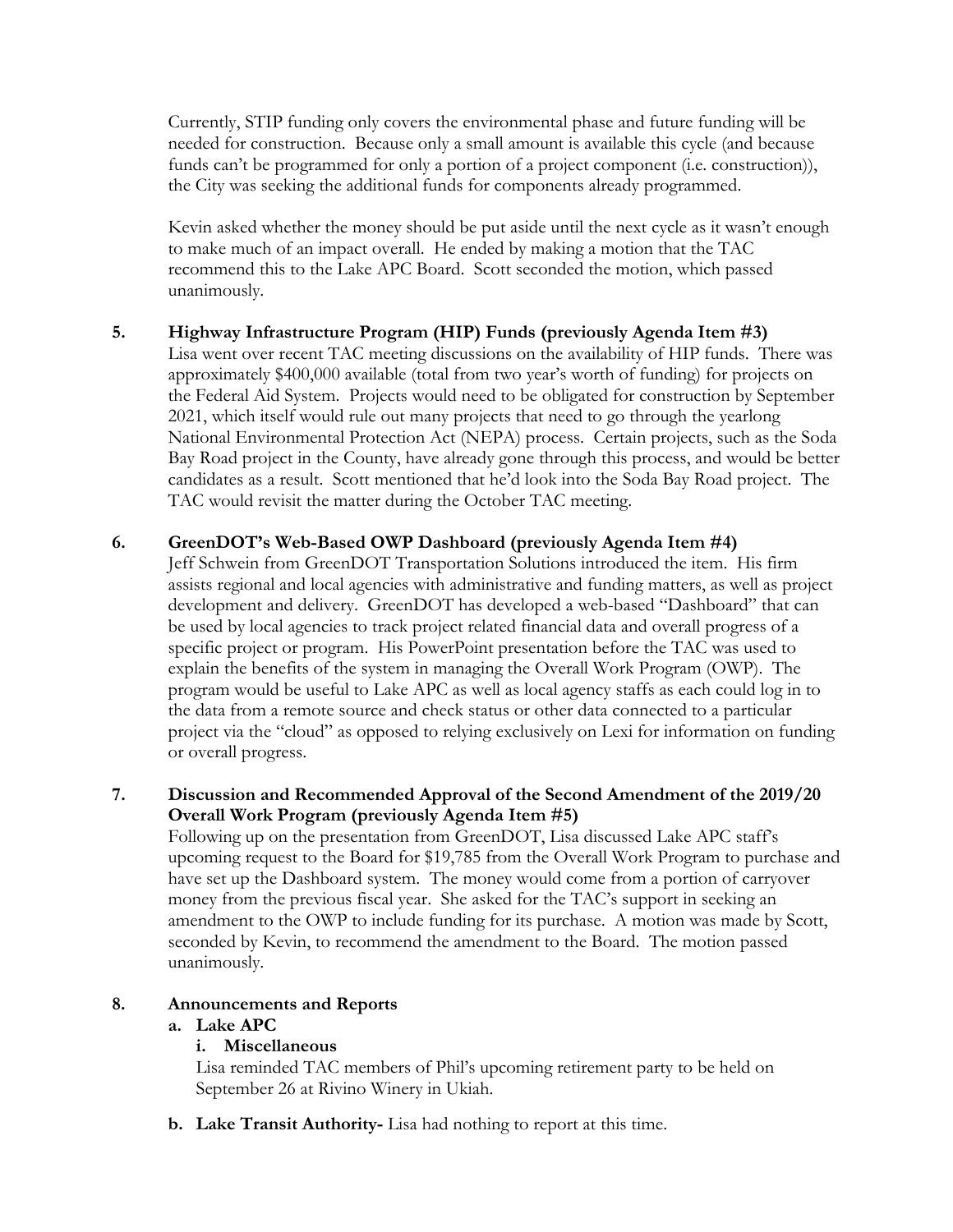Currently, STIP funding only covers the environmental phase and future funding will be needed for construction. Because only a small amount is available this cycle (and because funds can't be programmed for only a portion of a project component (i.e. construction)), the City was seeking the additional funds for components already programmed.

Kevin asked whether the money should be put aside until the next cycle as it wasn't enough to make much of an impact overall. He ended by making a motion that the TAC recommend this to the Lake APC Board. Scott seconded the motion, which passed unanimously.

**5. Highway Infrastructure Program (HIP) Funds (previously Agenda Item #3)**

Lisa went over recent TAC meeting discussions on the availability of HIP funds. There was approximately $400,000 available (total from two year's worth of funding) for projects on the Federal Aid System. Projects would need to be obligated for construction by September 2021, which itself would rule out many projects that need to go through the yearlong National Environmental Protection Act (NEPA) process. Certain projects, such as the Soda Bay Road project in the County, have already gone through this process, and would be better candidates as a result. Scott mentioned that he'd look into the Soda Bay Road project. The TAC would revisit the matter during the October TAC meeting.

**6. GreenDOT's Web-Based OWP Dashboard (previously Agenda Item #4)**

Jeff Schwein from GreenDOT Transportation Solutions introduced the item. His firm assists regional and local agencies with administrative and funding matters, as well as project development and delivery. GreenDOT has developed a web-based "Dashboard" that can be used by local agencies to track project related financial data and overall progress of a specific project or program. His PowerPoint presentation before the TAC was used to explain the benefits of the system in managing the Overall Work Program (OWP). The program would be useful to Lake APC as well as local agency staffs as each could log in to the data from a remote source and check status or other data connected to a particular project via the "cloud" as opposed to relying exclusively on Lexi for information on funding or overall progress.

**7. Discussion and Recommended Approval of the Second Amendment of the 2019/20 Overall Work Program (previously Agenda Item #5)**

Following up on the presentation from GreenDOT, Lisa discussed Lake APC staff's upcoming request to the Board for $19,785 from the Overall Work Program to purchase and have set up the Dashboard system. The money would come from a portion of carryover money from the previous fiscal year. She asked for the TAC's support in seeking an amendment to the OWP to include funding for its purchase. A motion was made by Scott, seconded by Kevin, to recommend the amendment to the Board. The motion passed unanimously.

**8. Announcements and Reports**

**a. Lake APC**

**i. Miscellaneous**

Lisa reminded TAC members of Phil's upcoming retirement party to be held on September 26 at Rivino Winery in Ukiah.

**b. Lake Transit Authority-** Lisa had nothing to report at this time.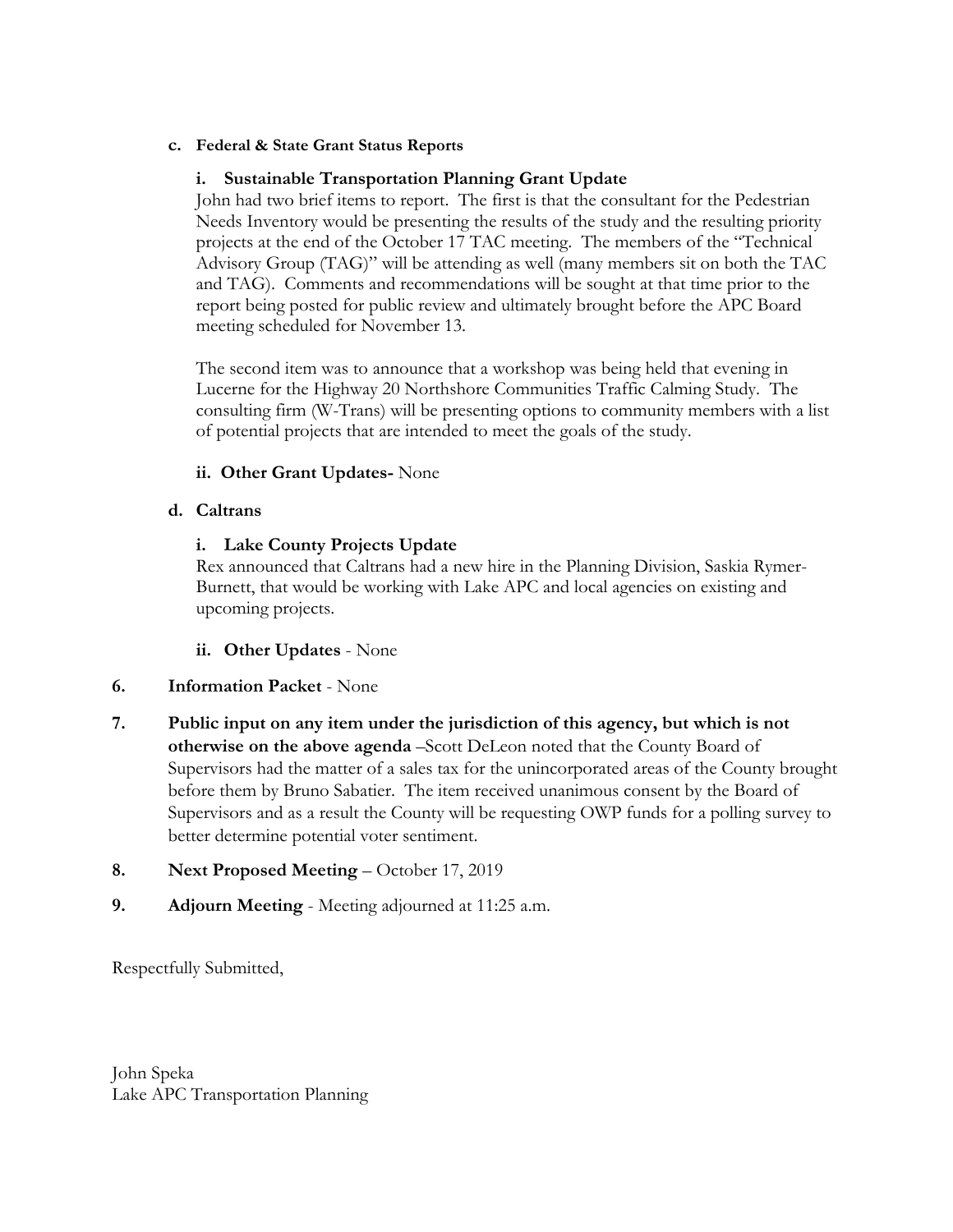c. **Federal & State Grant Status Reports**

i. **Sustainable Transportation Planning Grant Update**

John had two brief items to report. The first is that the consultant for the Pedestrian Needs Inventory would be presenting the results of the study and the resulting priority projects at the end of the October 17 TAC meeting. The members of the "Technical Advisory Group (TAG)" will be attending as well (many members sit on both the TAC and TAG). Comments and recommendations will be sought at that time prior to the report being posted for public review and ultimately brought before the APC Board meeting scheduled for November 13.

The second item was to announce that a workshop was being held that evening in Lucerne for the Highway 20 Northshore Communities Traffic Calming Study. The consulting firm (W-Trans) will be presenting options to community members with a list of potential projects that are intended to meet the goals of the study.

ii. **Other Grant Updates-** None

d. **Caltrans**

i. **Lake County Projects Update**

Rex announced that Caltrans had a new hire in the Planning Division, Saskia Rymer-Burnett, that would be working with Lake APC and local agencies on existing and upcoming projects.

ii. **Other Updates** - None

6. **Information Packet** - None

7. **Public input on any item under the jurisdiction of this agency, but which is not otherwise on the above agenda** –Scott DeLeon noted that the County Board of Supervisors had the matter of a sales tax for the unincorporated areas of the County brought before them by Bruno Sabatier. The item received unanimous consent by the Board of Supervisors and as a result the County will be requesting OWP funds for a polling survey to better determine potential voter sentiment.

8. **Next Proposed Meeting** – October 17, 2019

9. **Adjourn Meeting** - Meeting adjourned at 11:25 a.m.

Respectfully Submitted,

John Speka
Lake APC Transportation Planning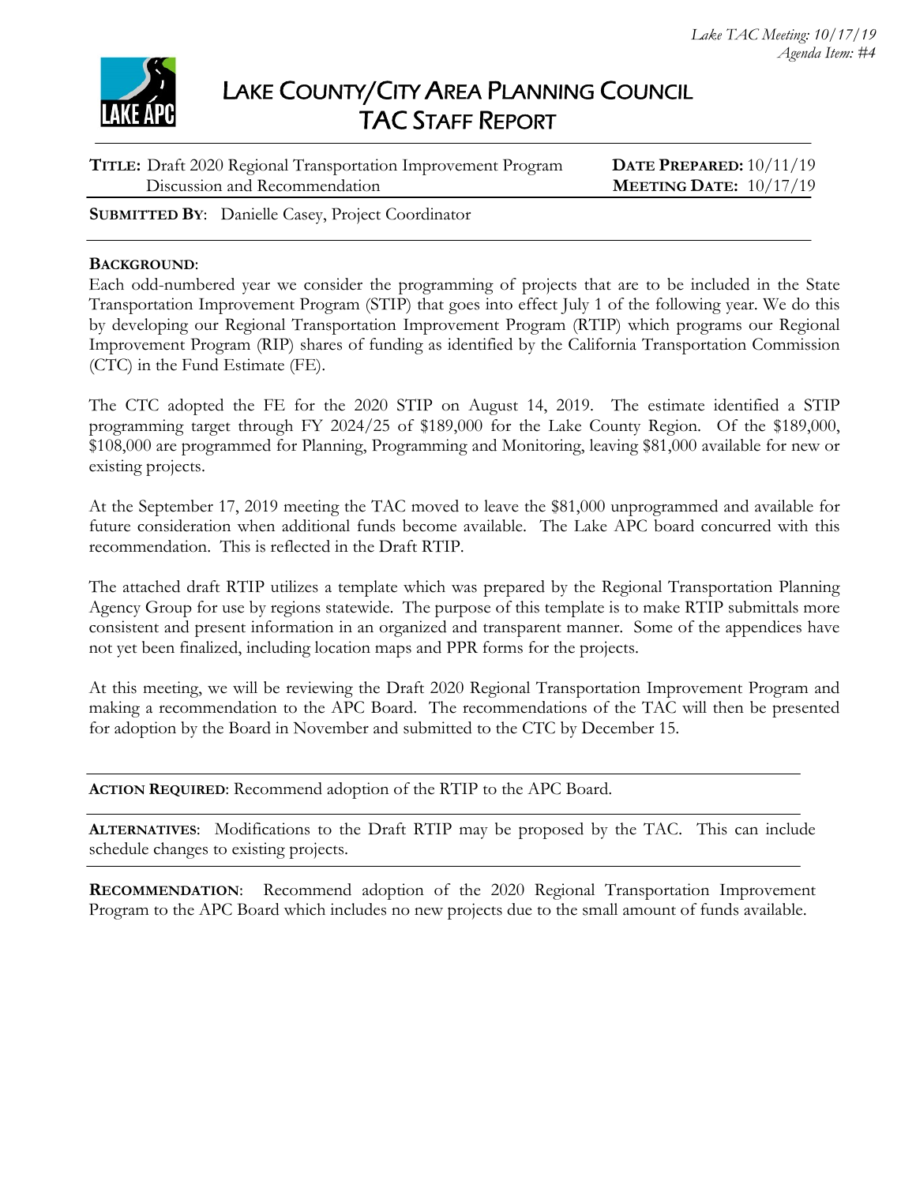*Lake TAC Meeting: 10/17/19*
*Agenda Item: #4*

# LAKE COUNTY/CITY AREA PLANNING COUNCIL
## TAC STAFF REPORT

**TITLE:** Draft 2020 Regional Transportation Improvement Program Discussion and Recommendation

**DATE PREPARED:** 10/11/19
**MEETING DATE:** 10/17/19

**SUBMITTED BY**: Danielle Casey, Project Coordinator

---

**BACKGROUND**:

Each odd-numbered year we consider the programming of projects that are to be included in the State Transportation Improvement Program (STIP) that goes into effect July 1 of the following year. We do this by developing our Regional Transportation Improvement Program (RTIP) which programs our Regional Improvement Program (RIP) shares of funding as identified by the California Transportation Commission (CTC) in the Fund Estimate (FE).

The CTC adopted the FE for the 2020 STIP on August 14, 2019. The estimate identified a STIP programming target through FY 2024/25 of $189,000 for the Lake County Region. Of the $189,000, $108,000 are programmed for Planning, Programming and Monitoring, leaving $81,000 available for new or existing projects.

At the September 17, 2019 meeting the TAC moved to leave the $81,000 unprogrammed and available for future consideration when additional funds become available. The Lake APC board concurred with this recommendation. This is reflected in the Draft RTIP.

The attached draft RTIP utilizes a template which was prepared by the Regional Transportation Planning Agency Group for use by regions statewide. The purpose of this template is to make RTIP submittals more consistent and present information in an organized and transparent manner. Some of the appendices have not yet been finalized, including location maps and PPR forms for the projects.

At this meeting, we will be reviewing the Draft 2020 Regional Transportation Improvement Program and making a recommendation to the APC Board. The recommendations of the TAC will then be presented for adoption by the Board in November and submitted to the CTC by December 15.

---

**ACTION REQUIRED**: Recommend adoption of the RTIP to the APC Board.

---

**ALTERNATIVES**: Modifications to the Draft RTIP may be proposed by the TAC. This can include schedule changes to existing projects.

---

**RECOMMENDATION**: Recommend adoption of the 2020 Regional Transportation Improvement Program to the APC Board which includes no new projects due to the small amount of funds available.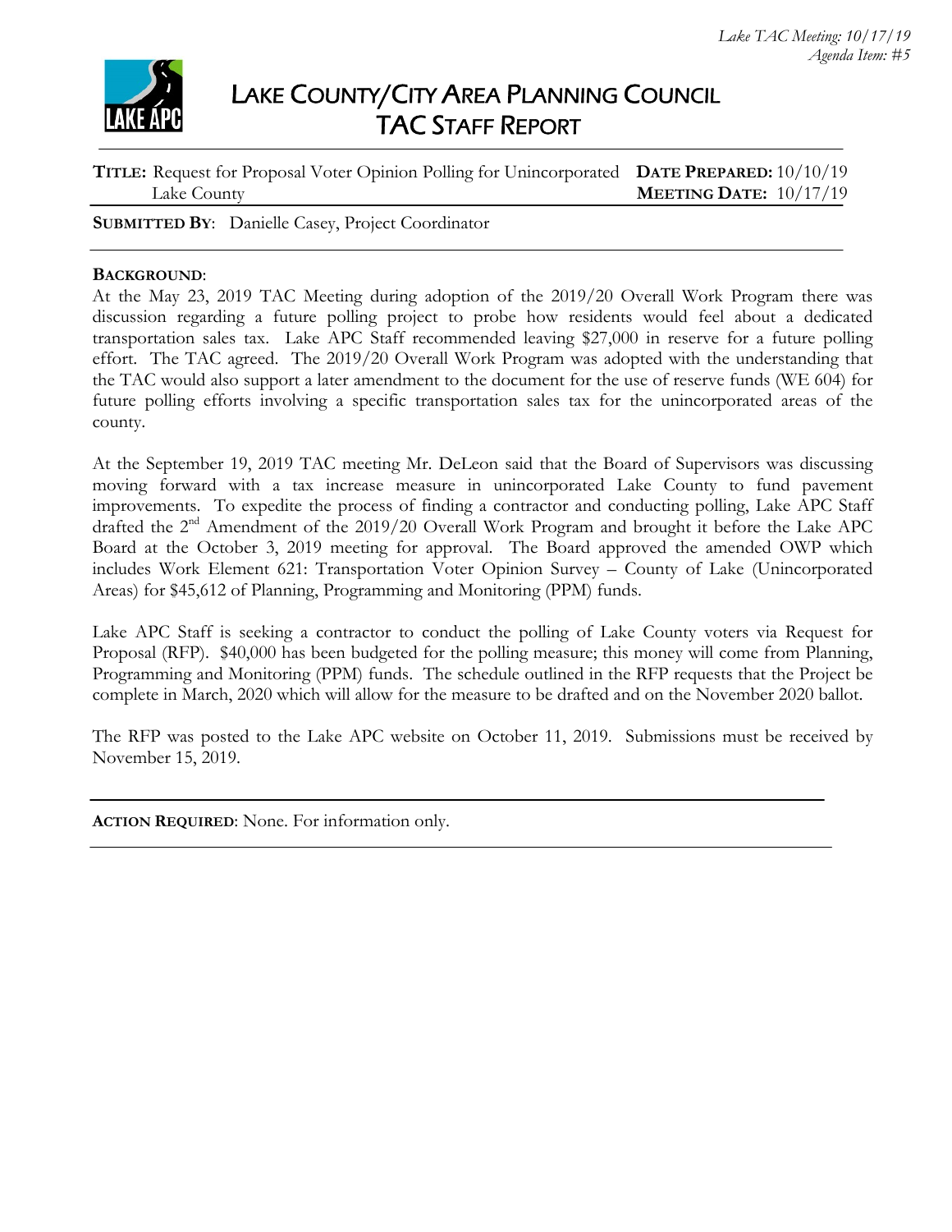*Lake TAC Meeting: 10/17/19*
*Agenda Item: #5*

# LAKE COUNTY/CITY AREA PLANNING COUNCIL
## TAC STAFF REPORT

**TITLE:** Request for Proposal Voter Opinion Polling for Unincorporated Lake County

**DATE PREPARED:** 10/10/19
**MEETING DATE:** 10/17/19

**SUBMITTED BY**: Danielle Casey, Project Coordinator

---

**BACKGROUND**:

At the May 23, 2019 TAC Meeting during adoption of the 2019/20 Overall Work Program there was discussion regarding a future polling project to probe how residents would feel about a dedicated transportation sales tax. Lake APC Staff recommended leaving $27,000 in reserve for a future polling effort. The TAC agreed. The 2019/20 Overall Work Program was adopted with the understanding that the TAC would also support a later amendment to the document for the use of reserve funds (WE 604) for future polling efforts involving a specific transportation sales tax for the unincorporated areas of the county.

At the September 19, 2019 TAC meeting Mr. DeLeon said that the Board of Supervisors was discussing moving forward with a tax increase measure in unincorporated Lake County to fund pavement improvements. To expedite the process of finding a contractor and conducting polling, Lake APC Staff drafted the 2nd Amendment of the 2019/20 Overall Work Program and brought it before the Lake APC Board at the October 3, 2019 meeting for approval. The Board approved the amended OWP which includes Work Element 621: Transportation Voter Opinion Survey – County of Lake (Unincorporated Areas) for $45,612 of Planning, Programming and Monitoring (PPM) funds.

Lake APC Staff is seeking a contractor to conduct the polling of Lake County voters via Request for Proposal (RFP). $40,000 has been budgeted for the polling measure; this money will come from Planning, Programming and Monitoring (PPM) funds. The schedule outlined in the RFP requests that the Project be complete in March, 2020 which will allow for the measure to be drafted and on the November 2020 ballot.

The RFP was posted to the Lake APC website on October 11, 2019. Submissions must be received by November 15, 2019.

---

**ACTION REQUIRED**: None. For information only.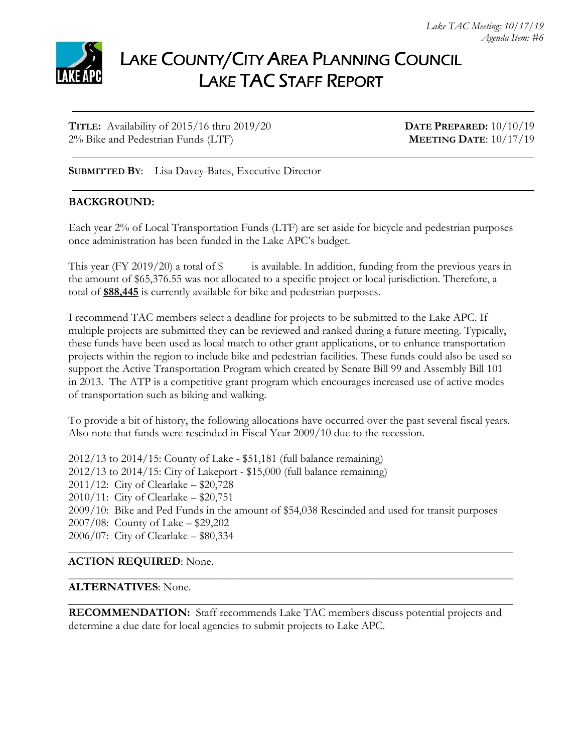Lake TAC Meeting: 10/17/19
Agenda Item: #6

# LAKE COUNTY/CITY AREA PLANNING COUNCIL
# LAKE TAC STAFF REPORT

**TITLE:** Availability of 2015/16 thru 2019/20 2% Bike and Pedestrian Funds (LTF)

**DATE PREPARED:** 10/10/19
**MEETING DATE**: 10/17/19

**SUBMITTED BY**: Lisa Davey-Bates, Executive Director

**BACKGROUND:**

Each year 2% of Local Transportation Funds (LTF) are set aside for bicycle and pedestrian purposes once administration has been funded in the Lake APC's budget.

This year (FY 2019/20) a total of $ is available. In addition, funding from the previous years in the amount of $65,376.55 was not allocated to a specific project or local jurisdiction. Therefore, a total of **<u>$88,445</u>** is currently available for bike and pedestrian purposes.

I recommend TAC members select a deadline for projects to be submitted to the Lake APC. If multiple projects are submitted they can be reviewed and ranked during a future meeting. Typically, these funds have been used as local match to other grant applications, or to enhance transportation projects within the region to include bike and pedestrian facilities. These funds could also be used so support the Active Transportation Program which created by Senate Bill 99 and Assembly Bill 101 in 2013. The ATP is a competitive grant program which encourages increased use of active modes of transportation such as biking and walking.

To provide a bit of history, the following allocations have occurred over the past several fiscal years. Also note that funds were rescinded in Fiscal Year 2009/10 due to the recession.

2012/13 to 2014/15: County of Lake - $51,181 (full balance remaining)
2012/13 to 2014/15: City of Lakeport - $15,000 (full balance remaining)
2011/12: City of Clearlake – $20,728
2010/11: City of Clearlake – $20,751
2009/10: Bike and Ped Funds in the amount of $54,038 Rescinded and used for transit purposes
2007/08: County of Lake – $29,202
2006/07: City of Clearlake – $80,334

**ACTION REQUIRED**: None.

**ALTERNATIVES**: None.

**RECOMMENDATION:** Staff recommends Lake TAC members discuss potential projects and determine a due date for local agencies to submit projects to Lake APC.